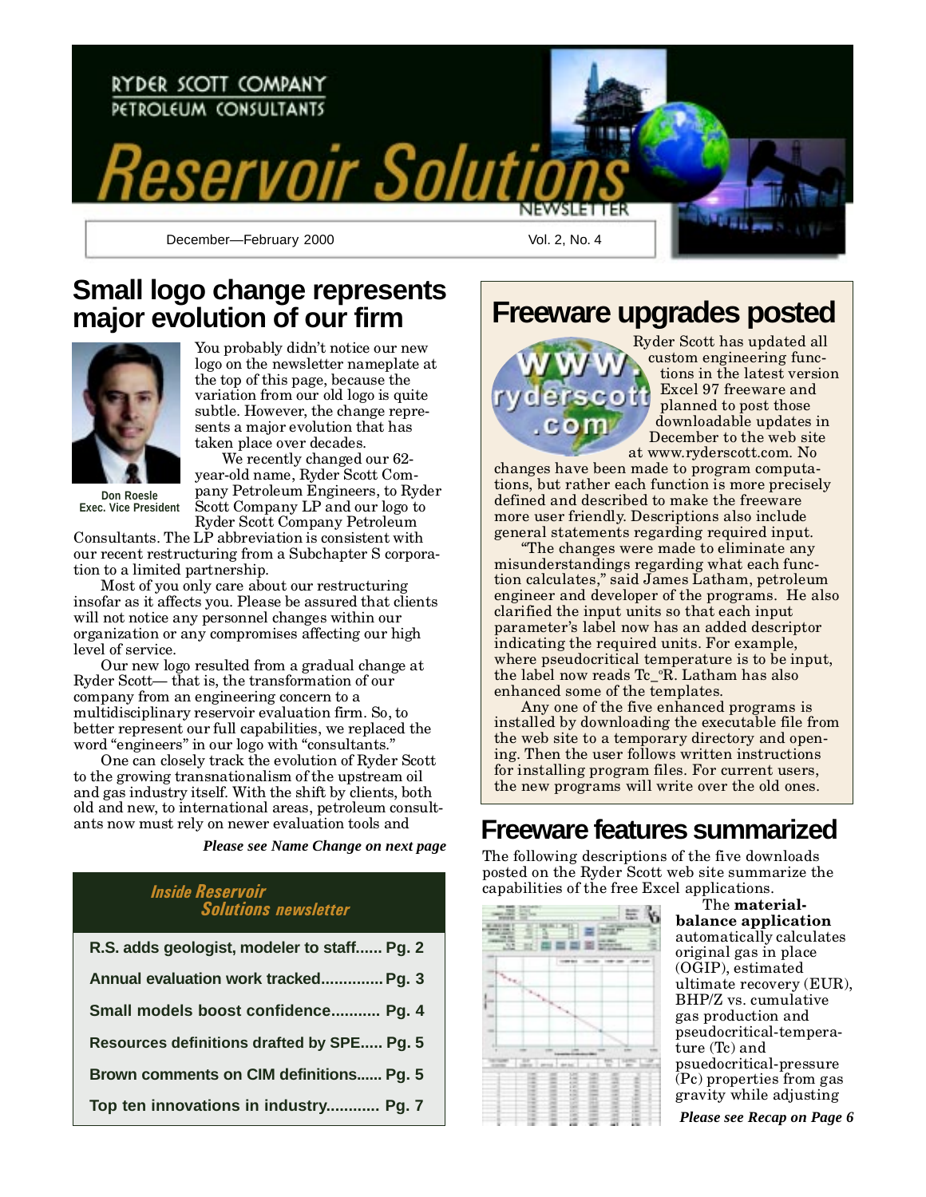RYDER SCOTT COMPANY
PETROLEUM CONSULTANTS

# Reservoir Solutions NEWSLETTER

December—February 2000 Vol. 2, No. 4

## Small logo change represents major evolution of our firm

**Don Roesle**
**Exec. Vice President**

You probably didn't notice our new logo on the newsletter nameplate at the top of this page, because the variation from our old logo is quite subtle. However, the change represents a major evolution that has taken place over decades.

We recently changed our 62-year-old name, Ryder Scott Company Petroleum Engineers, to Ryder Scott Company LP and our logo to Ryder Scott Company Petroleum Consultants. The LP abbreviation is consistent with our recent restructuring from a Subchapter S corporation to a limited partnership.

Most of you only care about our restructuring insofar as it affects you. Please be assured that clients will not notice any personnel changes within our organization or any compromises affecting our high level of service.

Our new logo resulted from a gradual change at Ryder Scott— that is, the transformation of our company from an engineering concern to a multidisciplinary reservoir evaluation firm. So, to better represent our full capabilities, we replaced the word "engineers" in our logo with "consultants."

One can closely track the evolution of Ryder Scott to the growing transnationalism of the upstream oil and gas industry itself. With the shift by clients, both old and new, to international areas, petroleum consultants now must rely on newer evaluation tools and

***Please see Name Change on next page***

### *Inside Reservoir Solutions newsletter*

| | |
|---|---|
| **R.S. adds geologist, modeler to staff** | **Pg. 2** |
| **Annual evaluation work tracked** | **Pg. 3** |
| **Small models boost confidence** | **Pg. 4** |
| **Resources definitions drafted by SPE** | **Pg. 5** |
| **Brown comments on CIM definitions** | **Pg. 5** |
| **Top ten innovations in industry** | **Pg. 7** |

## Freeware upgrades posted

www.ryderscott.com

Ryder Scott has updated all custom engineering functions in the latest version Excel 97 freeware and planned to post those downloadable updates in December to the web site at www.ryderscott.com. No changes have been made to program computations, but rather each function is more precisely defined and described to make the freeware more user friendly. Descriptions also include general statements regarding required input.

"The changes were made to eliminate any misunderstandings regarding what each function calculates," said James Latham, petroleum engineer and developer of the programs. He also clarified the input units so that each input parameter's label now has an added descriptor indicating the required units. For example, where pseudocritical temperature is to be input, the label now reads Tc_°R. Latham has also enhanced some of the templates.

Any one of the five enhanced programs is installed by downloading the executable file from the web site to a temporary directory and opening. Then the user follows written instructions for installing program files. For current users, the new programs will write over the old ones.

## Freeware features summarized

The following descriptions of the five downloads posted on the Ryder Scott web site summarize the capabilities of the free Excel applications.

The **material-balance application** automatically calculates original gas in place (OGIP), estimated ultimate recovery (EUR), BHP/Z vs. cumulative gas production and pseudocritical-temperature (Tc) and psuedocritical-pressure (Pc) properties from gas gravity while adjusting

***Please see Recap on Page 6***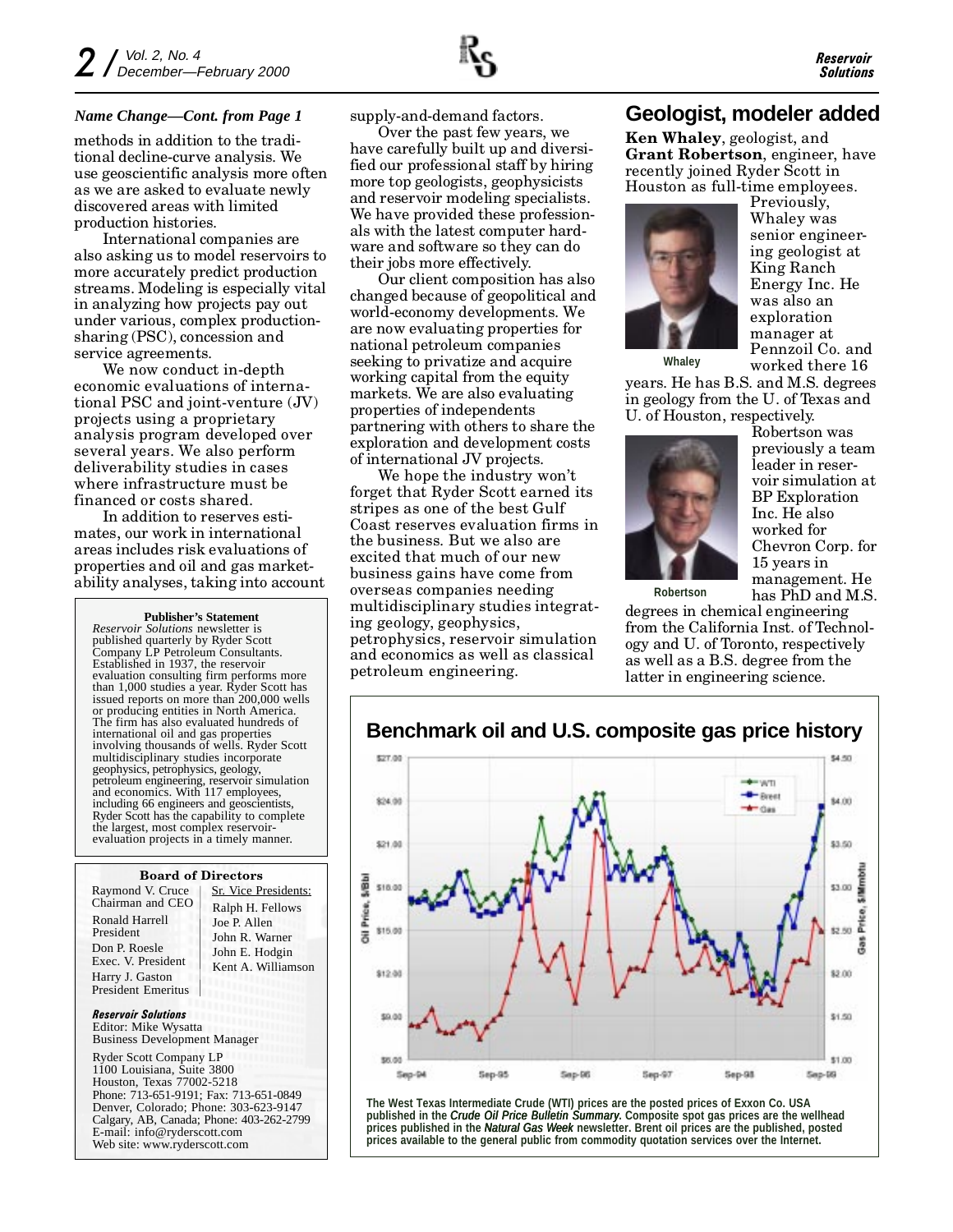*Name Change—Cont. from Page 1*

methods in addition to the traditional decline-curve analysis. We use geoscientific analysis more often as we are asked to evaluate newly discovered areas with limited production histories.

International companies are also asking us to model reservoirs to more accurately predict production streams. Modeling is especially vital in analyzing how projects pay out under various, complex production-sharing (PSC), concession and service agreements.

We now conduct in-depth economic evaluations of international PSC and joint-venture (JV) projects using a proprietary analysis program developed over several years. We also perform deliverability studies in cases where infrastructure must be financed or costs shared.

In addition to reserves estimates, our work in international areas includes risk evaluations of properties and oil and gas marketability analyses, taking into account supply-and-demand factors.

Over the past few years, we have carefully built up and diversified our professional staff by hiring more top geologists, geophysicists and reservoir modeling specialists. We have provided these professionals with the latest computer hardware and software so they can do their jobs more effectively.

Our client composition has also changed because of geopolitical and world-economy developments. We are now evaluating properties for national petroleum companies seeking to privatize and acquire working capital from the equity markets. We are also evaluating properties of independents partnering with others to share the exploration and development costs of international JV projects.

We hope the industry won't forget that Ryder Scott earned its stripes as one of the best Gulf Coast reserves evaluation firms in the business. But we also are excited that much of our new business gains have come from overseas companies needing multidisciplinary studies integrating geology, geophysics, petrophysics, reservoir simulation and economics as well as classical petroleum engineering.

**Publisher's Statement**

*Reservoir Solutions* newsletter is published quarterly by Ryder Scott Company LP Petroleum Consultants. Established in 1937, the reservoir evaluation consulting firm performs more than 1,000 studies a year. Ryder Scott has issued reports on more than 200,000 wells or producing entities in North America. The firm has also evaluated hundreds of international oil and gas properties involving thousands of wells. Ryder Scott multidisciplinary studies incorporate geophysics, petrophysics, geology, petroleum engineering, reservoir simulation and economics. With 117 employees, including 66 engineers and geoscientists, Ryder Scott has the capability to complete the largest, most complex reservoir-evaluation projects in a timely manner.

**Board of Directors**

Raymond V. Cruce
Chairman and CEO

Ronald Harrell
President

Don P. Roesle
Exec. V. President

Harry J. Gaston
President Emeritus

Sr. Vice Presidents:
Ralph H. Fellows
Joe P. Allen
John R. Warner
John E. Hodgin
Kent A. Williamson

***Reservoir Solutions***
Editor: Mike Wysatta
Business Development Manager

Ryder Scott Company LP
1100 Louisiana, Suite 3800
Houston, Texas 77002-5218
Phone: 713-651-9191; Fax: 713-651-0849
Denver, Colorado; Phone: 303-623-9147
Calgary, AB, Canada; Phone: 403-262-2799
E-mail: info@ryderscott.com
Web site: www.ryderscott.com

## Geologist, modeler added

**Ken Whaley**, geologist, and **Grant Robertson**, engineer, have recently joined Ryder Scott in Houston as full-time employees.

Whaley

Previously, Whaley was senior engineering geologist at King Ranch Energy Inc. He was also an exploration manager at Pennzoil Co. and worked there 16 years. He has B.S. and M.S. degrees in geology from the U. of Texas and U. of Houston, respectively.

Robertson

Robertson was previously a team leader in reservoir simulation at BP Exploration Inc. He also worked for Chevron Corp. for 15 years in management. He has PhD and M.S. degrees in chemical engineering from the California Inst. of Technology and U. of Toronto, respectively as well as a B.S. degree from the latter in engineering science.

### Benchmark oil and U.S. composite gas price history

The West Texas Intermediate Crude (WTI) prices are the posted prices of Exxon Co. USA published in the *Crude Oil Price Bulletin Summary.* Composite spot gas prices are the wellhead prices published in the *Natural Gas Week* newsletter. Brent oil prices are the published, posted prices available to the general public from commodity quotation services over the Internet.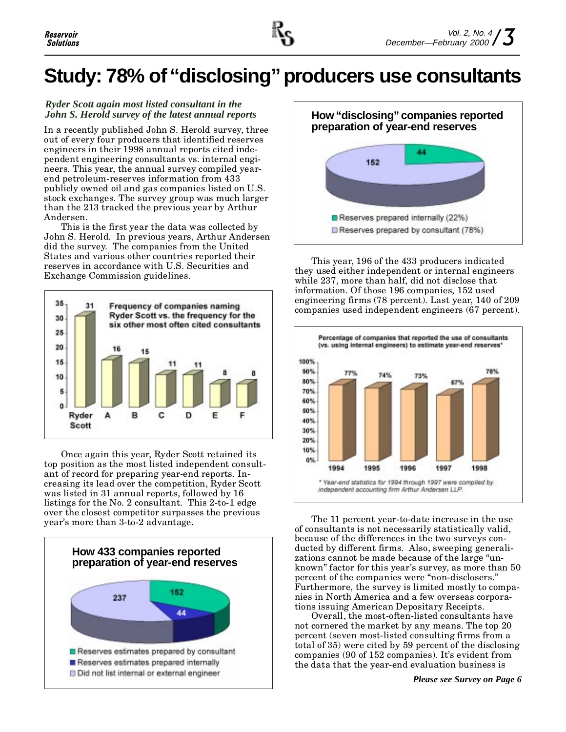# Study: 78% of "disclosing" producers use consultants

***Ryder Scott again most listed consultant in the John S. Herold survey of the latest annual reports***

In a recently published John S. Herold survey, three out of every four producers that identified reserves engineers in their 1998 annual reports cited independent engineering consultants vs. internal engineers. This year, the annual survey compiled year-end petroleum-reserves information from 433 publicly owned oil and gas companies listed on U.S. stock exchanges. The survey group was much larger than the 213 tracked the previous year by Arthur Andersen.

This is the first year the data was collected by John S. Herold. In previous years, Arthur Andersen did the survey. The companies from the United States and various other countries reported their reserves in accordance with U.S. Securities and Exchange Commission guidelines.

**Frequency of companies naming Ryder Scott vs. the frequency for the six other most often cited consultants**

| Consultant | Frequency |
|---|---|
| Ryder Scott | 31 |
| A | 16 |
| B | 15 |
| C | 11 |
| D | 11 |
| E | 8 |
| F | 8 |

Once again this year, Ryder Scott retained its top position as the most listed independent consultant of record for preparing year-end reports. Increasing its lead over the competition, Ryder Scott was listed in 31 annual reports, followed by 16 listings for the No. 2 consultant. This 2-to-1 edge over the closest competitor surpasses the previous year's more than 3-to-2 advantage.

**How 433 companies reported preparation of year-end reserves**

| Category | Companies |
|---|---|
| Reserves estimates prepared by consultant | 152 |
| Reserves estimates prepared internally | 44 |
| Did not list internal or external engineer | 237 |

**How "disclosing" companies reported preparation of year-end reserves**

| Category | Companies |
|---|---|
| Reserves prepared internally (22%) | 44 |
| Reserves prepared by consultant (78%) | 152 |

This year, 196 of the 433 producers indicated they used either independent or internal engineers while 237, more than half, did not disclose that information. Of those 196 companies, 152 used engineering firms (78 percent). Last year, 140 of 209 companies used independent engineers (67 percent).

**Percentage of companies that reported the use of consultants (vs. using internal engineers) to estimate year-end reserves***

| Year | Percentage |
|---|---|
| 1994 | 77% |
| 1995 | 74% |
| 1996 | 73% |
| 1997 | 67% |
| 1998 | 78% |

\* Year-end statistics for 1994 through 1997 were compiled by independent accounting firm Arthur Andersen LLP.

The 11 percent year-to-date increase in the use of consultants is not necessarily statistically valid, because of the differences in the two surveys conducted by different firms. Also, sweeping generalizations cannot be made because of the large "unknown" factor for this year's survey, as more than 50 percent of the companies were "non-disclosers." Furthermore, the survey is limited mostly to companies in North America and a few overseas corporations issuing American Depositary Receipts.

Overall, the most-often-listed consultants have not cornered the market by any means. The top 20 percent (seven most-listed consulting firms from a total of 35) were cited by 59 percent of the disclosing companies (90 of 152 companies). It's evident from the data that the year-end evaluation business is

***Please see Survey on Page 6***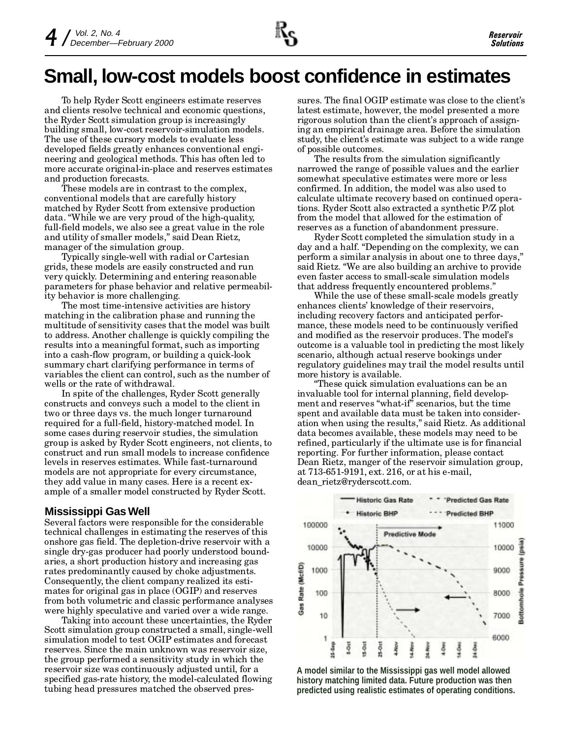# Small, low-cost models boost confidence in estimates

To help Ryder Scott engineers estimate reserves and clients resolve technical and economic questions, the Ryder Scott simulation group is increasingly building small, low-cost reservoir-simulation models. The use of these cursory models to evaluate less developed fields greatly enhances conventional engineering and geological methods. This has often led to more accurate original-in-place and reserves estimates and production forecasts.

These models are in contrast to the complex, conventional models that are carefully history matched by Ryder Scott from extensive production data. "While we are very proud of the high-quality, full-field models, we also see a great value in the role and utility of smaller models," said Dean Rietz, manager of the simulation group.

Typically single-well with radial or Cartesian grids, these models are easily constructed and run very quickly. Determining and entering reasonable parameters for phase behavior and relative permeability behavior is more challenging.

The most time-intensive activities are history matching in the calibration phase and running the multitude of sensitivity cases that the model was built to address. Another challenge is quickly compiling the results into a meaningful format, such as importing into a cash-flow program, or building a quick-look summary chart clarifying performance in terms of variables the client can control, such as the number of wells or the rate of withdrawal.

In spite of the challenges, Ryder Scott generally constructs and conveys such a model to the client in two or three days vs. the much longer turnaround required for a full-field, history-matched model. In some cases during reservoir studies, the simulation group is asked by Ryder Scott engineers, not clients, to construct and run small models to increase confidence levels in reserves estimates. While fast-turnaround models are not appropriate for every circumstance, they add value in many cases. Here is a recent example of a smaller model constructed by Ryder Scott.

### Mississippi Gas Well

Several factors were responsible for the considerable technical challenges in estimating the reserves of this onshore gas field. The depletion-drive reservoir with a single dry-gas producer had poorly understood boundaries, a short production history and increasing gas rates predominantly caused by choke adjustments. Consequently, the client company realized its estimates for original gas in place (OGIP) and reserves from both volumetric and classic performance analyses were highly speculative and varied over a wide range.

Taking into account these uncertainties, the Ryder Scott simulation group constructed a small, single-well simulation model to test OGIP estimates and forecast reserves. Since the main unknown was reservoir size, the group performed a sensitivity study in which the reservoir size was continuously adjusted until, for a specified gas-rate history, the model-calculated flowing tubing head pressures matched the observed pressures. The final OGIP estimate was close to the client's latest estimate, however, the model presented a more rigorous solution than the client's approach of assigning an empirical drainage area. Before the simulation study, the client's estimate was subject to a wide range of possible outcomes.

The results from the simulation significantly narrowed the range of possible values and the earlier somewhat speculative estimates were more or less confirmed. In addition, the model was also used to calculate ultimate recovery based on continued operations. Ryder Scott also extracted a synthetic P/Z plot from the model that allowed for the estimation of reserves as a function of abandonment pressure.

Ryder Scott completed the simulation study in a day and a half. "Depending on the complexity, we can perform a similar analysis in about one to three days," said Rietz. "We are also building an archive to provide even faster access to small-scale simulation models that address frequently encountered problems."

While the use of these small-scale models greatly enhances clients' knowledge of their reservoirs, including recovery factors and anticipated performance, these models need to be continuously verified and modified as the reservoir produces. The model's outcome is a valuable tool in predicting the most likely scenario, although actual reserve bookings under regulatory guidelines may trail the model results until more history is available.

"These quick simulation evaluations can be an invaluable tool for internal planning, field development and reserves "what-if" scenarios, but the time spent and available data must be taken into consideration when using the results," said Rietz. As additional data becomes available, these models may need to be refined, particularly if the ultimate use is for financial reporting. For further information, please contact Dean Rietz, manger of the reservoir simulation group, at 713-651-9191, ext. 216, or at his e-mail, dean_rietz@ryderscott.com.

**A model similar to the Mississippi gas well model allowed history matching limited data. Future production was then predicted using realistic estimates of operating conditions.**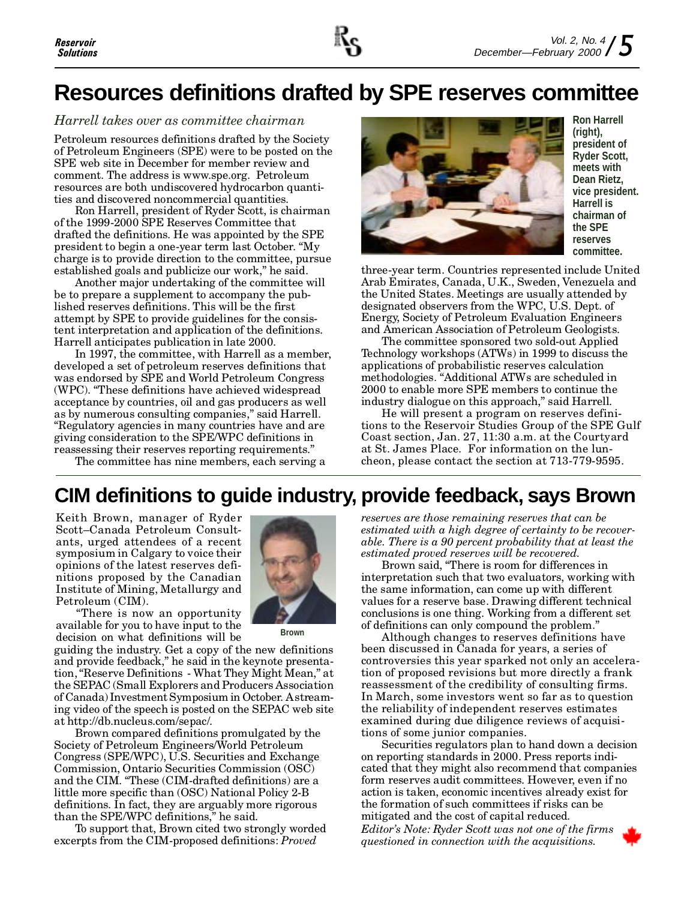# Resources definitions drafted by SPE reserves committee

*Harrell takes over as committee chairman*

Petroleum resources definitions drafted by the Society of Petroleum Engineers (SPE) were to be posted on the SPE web site in December for member review and comment. The address is www.spe.org. Petroleum resources are both undiscovered hydrocarbon quantities and discovered noncommercial quantities.

Ron Harrell, president of Ryder Scott, is chairman of the 1999-2000 SPE Reserves Committee that drafted the definitions. He was appointed by the SPE president to begin a one-year term last October. "My charge is to provide direction to the committee, pursue established goals and publicize our work," he said.

Another major undertaking of the committee will be to prepare a supplement to accompany the published reserves definitions. This will be the first attempt by SPE to provide guidelines for the consistent interpretation and application of the definitions. Harrell anticipates publication in late 2000.

In 1997, the committee, with Harrell as a member, developed a set of petroleum reserves definitions that was endorsed by SPE and World Petroleum Congress (WPC). "These definitions have achieved widespread acceptance by countries, oil and gas producers as well as by numerous consulting companies," said Harrell. "Regulatory agencies in many countries have and are giving consideration to the SPE/WPC definitions in reassessing their reserves reporting requirements."

The committee has nine members, each serving a three-year term. Countries represented include United Arab Emirates, Canada, U.K., Sweden, Venezuela and the United States. Meetings are usually attended by designated observers from the WPC, U.S. Dept. of Energy, Society of Petroleum Evaluation Engineers and American Association of Petroleum Geologists.

**Ron Harrell (right), president of Ryder Scott, meets with Dean Rietz, vice president. Harrell is chairman of the SPE reserves committee.**

The committee sponsored two sold-out Applied Technology workshops (ATWs) in 1999 to discuss the applications of probabilistic reserves calculation methodologies. "Additional ATWs are scheduled in 2000 to enable more SPE members to continue the industry dialogue on this approach," said Harrell.

He will present a program on reserves definitions to the Reservoir Studies Group of the SPE Gulf Coast section, Jan. 27, 11:30 a.m. at the Courtyard at St. James Place. For information on the luncheon, please contact the section at 713-779-9595.

# CIM definitions to guide industry, provide feedback, says Brown

Keith Brown, manager of Ryder Scott–Canada Petroleum Consultants, urged attendees of a recent symposium in Calgary to voice their opinions of the latest reserves definitions proposed by the Canadian Institute of Mining, Metallurgy and Petroleum (CIM).

**Brown**

"There is now an opportunity available for you to have input to the decision on what definitions will be guiding the industry. Get a copy of the new definitions and provide feedback," he said in the keynote presentation, "Reserve Definitions - What They Might Mean," at the SEPAC (Small Explorers and Producers Association of Canada) Investment Symposium in October. A streaming video of the speech is posted on the SEPAC web site at http://db.nucleus.com/sepac/.

Brown compared definitions promulgated by the Society of Petroleum Engineers/World Petroleum Congress (SPE/WPC), U.S. Securities and Exchange Commission, Ontario Securities Commission (OSC) and the CIM. "These (CIM-drafted definitions) are a little more specific than (OSC) National Policy 2-B definitions. In fact, they are arguably more rigorous than the SPE/WPC definitions," he said.

To support that, Brown cited two strongly worded excerpts from the CIM-proposed definitions: *Proved reserves are those remaining reserves that can be estimated with a high degree of certainty to be recoverable. There is a 90 percent probability that at least the estimated proved reserves will be recovered.*

Brown said, "There is room for differences in interpretation such that two evaluators, working with the same information, can come up with different values for a reserve base. Drawing different technical conclusions is one thing. Working from a different set of definitions can only compound the problem."

Although changes to reserves definitions have been discussed in Canada for years, a series of controversies this year sparked not only an acceleration of proposed revisions but more directly a frank reassessment of the credibility of consulting firms. In March, some investors went so far as to question the reliability of independent reserves estimates examined during due diligence reviews of acquisitions of some junior companies.

Securities regulators plan to hand down a decision on reporting standards in 2000. Press reports indicated that they might also recommend that companies form reserves audit committees. However, even if no action is taken, economic incentives already exist for the formation of such committees if risks can be mitigated and the cost of capital reduced.

*Editor's Note: Ryder Scott was not one of the firms questioned in connection with the acquisitions.*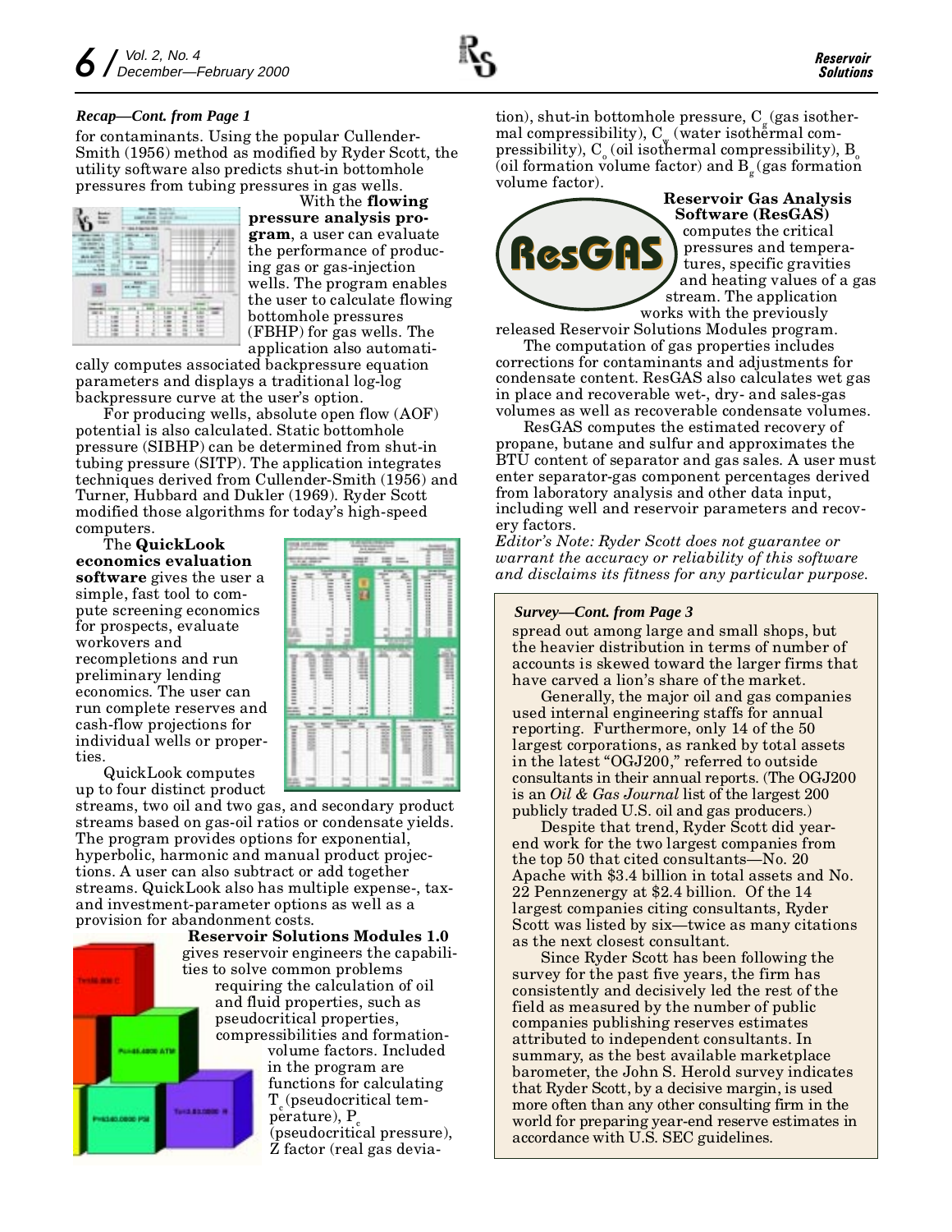*Recap—Cont. from Page 1*

for contaminants. Using the popular Cullender-Smith (1956) method as modified by Ryder Scott, the utility software also predicts shut-in bottomhole pressures from tubing pressures in gas wells.

With the **flowing pressure analysis program**, a user can evaluate the performance of producing gas or gas-injection wells. The program enables the user to calculate flowing bottomhole pressures (FBHP) for gas wells. The application also automatically computes associated backpressure equation parameters and displays a traditional log-log backpressure curve at the user's option.

For producing wells, absolute open flow (AOF) potential is also calculated. Static bottomhole pressure (SIBHP) can be determined from shut-in tubing pressure (SITP). The application integrates techniques derived from Cullender-Smith (1956) and Turner, Hubbard and Dukler (1969). Ryder Scott modified those algorithms for today's high-speed computers.

The **QuickLook economics evaluation software** gives the user a simple, fast tool to compute screening economics for prospects, evaluate workovers and recompletions and run preliminary lending economics. The user can run complete reserves and cash-flow projections for individual wells or properties.

QuickLook computes up to four distinct product streams, two oil and two gas, and secondary product streams based on gas-oil ratios or condensate yields. The program provides options for exponential, hyperbolic, harmonic and manual product projections. A user can also subtract or add together streams. QuickLook also has multiple expense-, tax- and investment-parameter options as well as a provision for abandonment costs.

**Reservoir Solutions Modules 1.0** gives reservoir engineers the capabilities to solve common problems requiring the calculation of oil and fluid properties, such as pseudocritical properties, compressibilities and formation-volume factors. Included in the program are functions for calculating $T_c$ (pseudocritical temperature), $P_c$ (pseudocritical pressure), Z factor (real gas deviation), shut-in bottomhole pressure, $C_g$ (gas isothermal compressibility), $C_w$ (water isothermal compressibility), $C_o$ (oil isothermal compressibility), $B_o$ (oil formation volume factor) and $B_g$ (gas formation volume factor).

**Reservoir Gas Analysis Software (ResGAS)** computes the critical pressures and temperatures, specific gravities and heating values of a gas stream. The application works with the previously released Reservoir Solutions Modules program.

The computation of gas properties includes corrections for contaminants and adjustments for condensate content. ResGAS also calculates wet gas in place and recoverable wet-, dry- and sales-gas volumes as well as recoverable condensate volumes.

ResGAS computes the estimated recovery of propane, butane and sulfur and approximates the BTU content of separator and gas sales. A user must enter separator-gas component percentages derived from laboratory analysis and other data input, including well and reservoir parameters and recovery factors.

*Editor's Note: Ryder Scott does not guarantee or warrant the accuracy or reliability of this software and disclaims its fitness for any particular purpose.*

*Survey—Cont. from Page 3*

spread out among large and small shops, but the heavier distribution in terms of number of accounts is skewed toward the larger firms that have carved a lion's share of the market.

Generally, the major oil and gas companies used internal engineering staffs for annual reporting. Furthermore, only 14 of the 50 largest corporations, as ranked by total assets in the latest "OGJ200," referred to outside consultants in their annual reports. (The OGJ200 is an *Oil & Gas Journal* list of the largest 200 publicly traded U.S. oil and gas producers.)

Despite that trend, Ryder Scott did year-end work for the two largest companies from the top 50 that cited consultants—No. 20 Apache with \$3.4 billion in total assets and No. 22 Pennzenergy at \$2.4 billion. Of the 14 largest companies citing consultants, Ryder Scott was listed by six—twice as many citations as the next closest consultant.

Since Ryder Scott has been following the survey for the past five years, the firm has consistently and decisively led the rest of the field as measured by the number of public companies publishing reserves estimates attributed to independent consultants. In summary, as the best available marketplace barometer, the John S. Herold survey indicates that Ryder Scott, by a decisive margin, is used more often than any other consulting firm in the world for preparing year-end reserve estimates in accordance with U.S. SEC guidelines.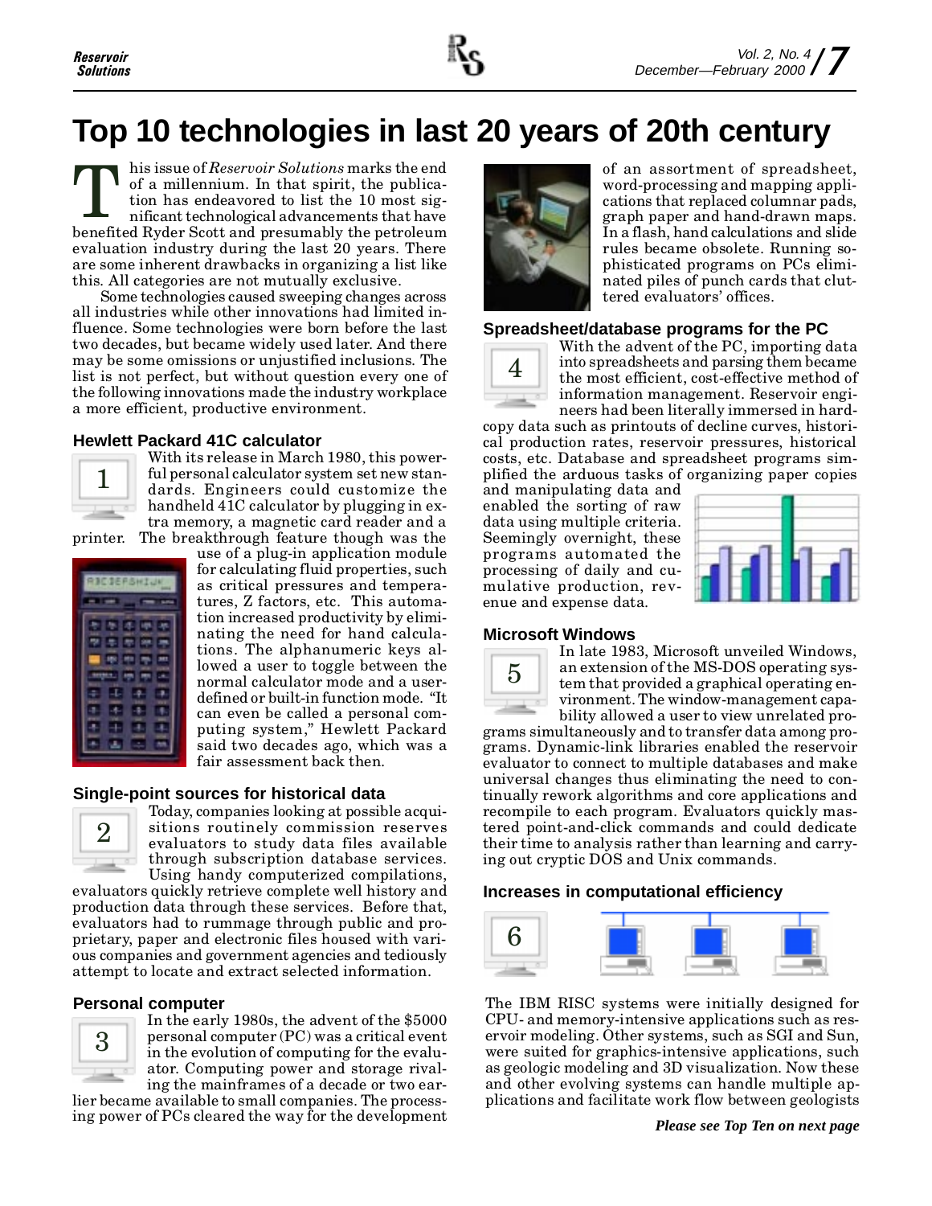# Top 10 technologies in last 20 years of 20th century

This issue of *Reservoir Solutions* marks the end of a millennium. In that spirit, the publication has endeavored to list the 10 most significant technological advancements that have benefited Ryder Scott and presumably the petroleum evaluation industry during the last 20 years. There are some inherent drawbacks in organizing a list like this. All categories are not mutually exclusive.

Some technologies caused sweeping changes across all industries while other innovations had limited influence. Some technologies were born before the last two decades, but became widely used later. And there may be some omissions or unjustified inclusions. The list is not perfect, but without question every one of the following innovations made the industry workplace a more efficient, productive environment.

### Hewlett Packard 41C calculator

1

With its release in March 1980, this powerful personal calculator system set new standards. Engineers could customize the handheld 41C calculator by plugging in extra memory, a magnetic card reader and a printer. The breakthrough feature though was the use of a plug-in application module for calculating fluid properties, such as critical pressures and temperatures, Z factors, etc. This automation increased productivity by eliminating the need for hand calculations. The alphanumeric keys allowed a user to toggle between the normal calculator mode and a user-defined or built-in function mode. "It can even be called a personal computing system," Hewlett Packard said two decades ago, which was a fair assessment back then.

### Single-point sources for historical data

2

Today, companies looking at possible acquisitions routinely commission reserves evaluators to study data files available through subscription database services. Using handy computerized compilations, evaluators quickly retrieve complete well history and production data through these services. Before that, evaluators had to rummage through public and proprietary, paper and electronic files housed with various companies and government agencies and tediously attempt to locate and extract selected information.

### Personal computer

3

In the early 1980s, the advent of the $5000 personal computer (PC) was a critical event in the evolution of computing for the evaluator. Computing power and storage rivaling the mainframes of a decade or two earlier became available to small companies. The processing power of PCs cleared the way for the development of an assortment of spreadsheet, word-processing and mapping applications that replaced columnar pads, graph paper and hand-drawn maps. In a flash, hand calculations and slide rules became obsolete. Running sophisticated programs on PCs eliminated piles of punch cards that cluttered evaluators' offices.

### Spreadsheet/database programs for the PC

4

With the advent of the PC, importing data into spreadsheets and parsing them became the most efficient, cost-effective method of information management. Reservoir engineers had been literally immersed in hard-copy data such as printouts of decline curves, historical production rates, reservoir pressures, historical costs, etc. Database and spreadsheet programs simplified the arduous tasks of organizing paper copies and manipulating data and enabled the sorting of raw data using multiple criteria. Seemingly overnight, these programs automated the processing of daily and cumulative production, revenue and expense data.

### Microsoft Windows

5

In late 1983, Microsoft unveiled Windows, an extension of the MS-DOS operating system that provided a graphical operating environment. The window-management capability allowed a user to view unrelated programs simultaneously and to transfer data among programs. Dynamic-link libraries enabled the reservoir evaluator to connect to multiple databases and make universal changes thus eliminating the need to continually rework algorithms and core applications and recompile to each program. Evaluators quickly mastered point-and-click commands and could dedicate their time to analysis rather than learning and carrying out cryptic DOS and Unix commands.

### Increases in computational efficiency

6

The IBM RISC systems were initially designed for CPU- and memory-intensive applications such as reservoir modeling. Other systems, such as SGI and Sun, were suited for graphics-intensive applications, such as geologic modeling and 3D visualization. Now these and other evolving systems can handle multiple applications and facilitate work flow between geologists

***Please see Top Ten on next page***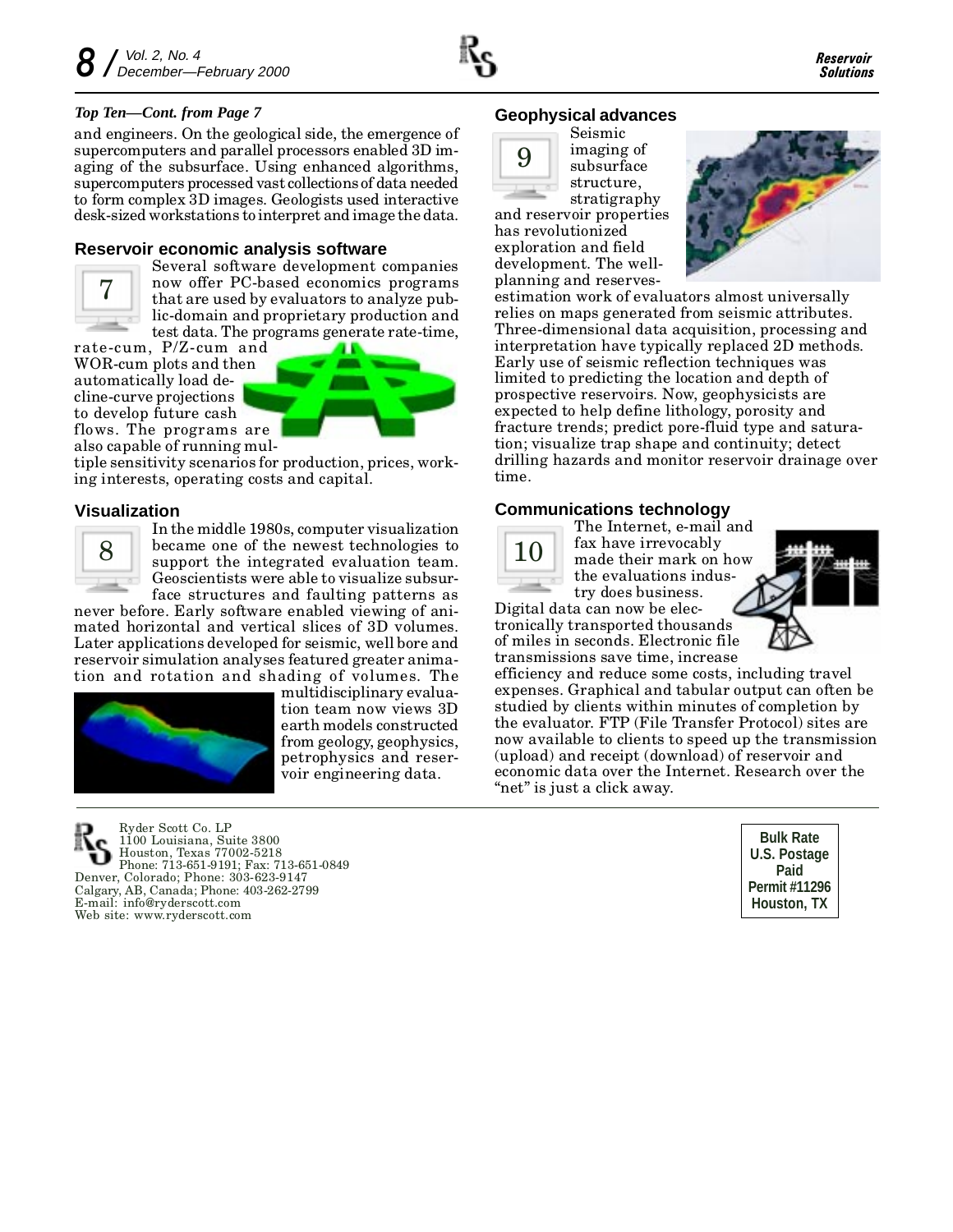*Top Ten—Cont. from Page 7*

and engineers. On the geological side, the emergence of supercomputers and parallel processors enabled 3D imaging of the subsurface. Using enhanced algorithms, supercomputers processed vast collections of data needed to form complex 3D images. Geologists used interactive desk-sized workstations to interpret and image the data.

## Reservoir economic analysis software

7

Several software development companies now offer PC-based economics programs that are used by evaluators to analyze public-domain and proprietary production and test data. The programs generate rate-time, rate-cum, P/Z-cum and WOR-cum plots and then automatically load decline-curve projections to develop future cash flows. The programs are also capable of running multiple sensitivity scenarios for production, prices, working interests, operating costs and capital.

## Visualization

8

In the middle 1980s, computer visualization became one of the newest technologies to support the integrated evaluation team. Geoscientists were able to visualize subsurface structures and faulting patterns as never before. Early software enabled viewing of animated horizontal and vertical slices of 3D volumes. Later applications developed for seismic, well bore and reservoir simulation analyses featured greater animation and rotation and shading of volumes. The multidisciplinary evaluation team now views 3D earth models constructed from geology, geophysics, petrophysics and reservoir engineering data.

## Geophysical advances

9

Seismic imaging of subsurface structure, stratigraphy and reservoir properties has revolutionized exploration and field development. The well-planning and reserves-estimation work of evaluators almost universally relies on maps generated from seismic attributes. Three-dimensional data acquisition, processing and interpretation have typically replaced 2D methods. Early use of seismic reflection techniques was limited to predicting the location and depth of prospective reservoirs. Now, geophysicists are expected to help define lithology, porosity and fracture trends; predict pore-fluid type and saturation; visualize trap shape and continuity; detect drilling hazards and monitor reservoir drainage over time.

## Communications technology

10

The Internet, e-mail and fax have irrevocably made their mark on how the evaluations industry does business. Digital data can now be electronically transported thousands of miles in seconds. Electronic file transmissions save time, increase efficiency and reduce some costs, including travel expenses. Graphical and tabular output can often be studied by clients within minutes of completion by the evaluator. FTP (File Transfer Protocol) sites are now available to clients to speed up the transmission (upload) and receipt (download) of reservoir and economic data over the Internet. Research over the "net" is just a click away.

---

Ryder Scott Co. LP
1100 Louisiana, Suite 3800
Houston, Texas 77002-5218
Phone: 713-651-9191; Fax: 713-651-0849
Denver, Colorado; Phone: 303-623-9147
Calgary, AB, Canada; Phone: 403-262-2799
E-mail: info@ryderscott.com
Web site: www.ryderscott.com

**Bulk Rate**
**U.S. Postage**
**Paid**
**Permit #11296**
**Houston, TX**